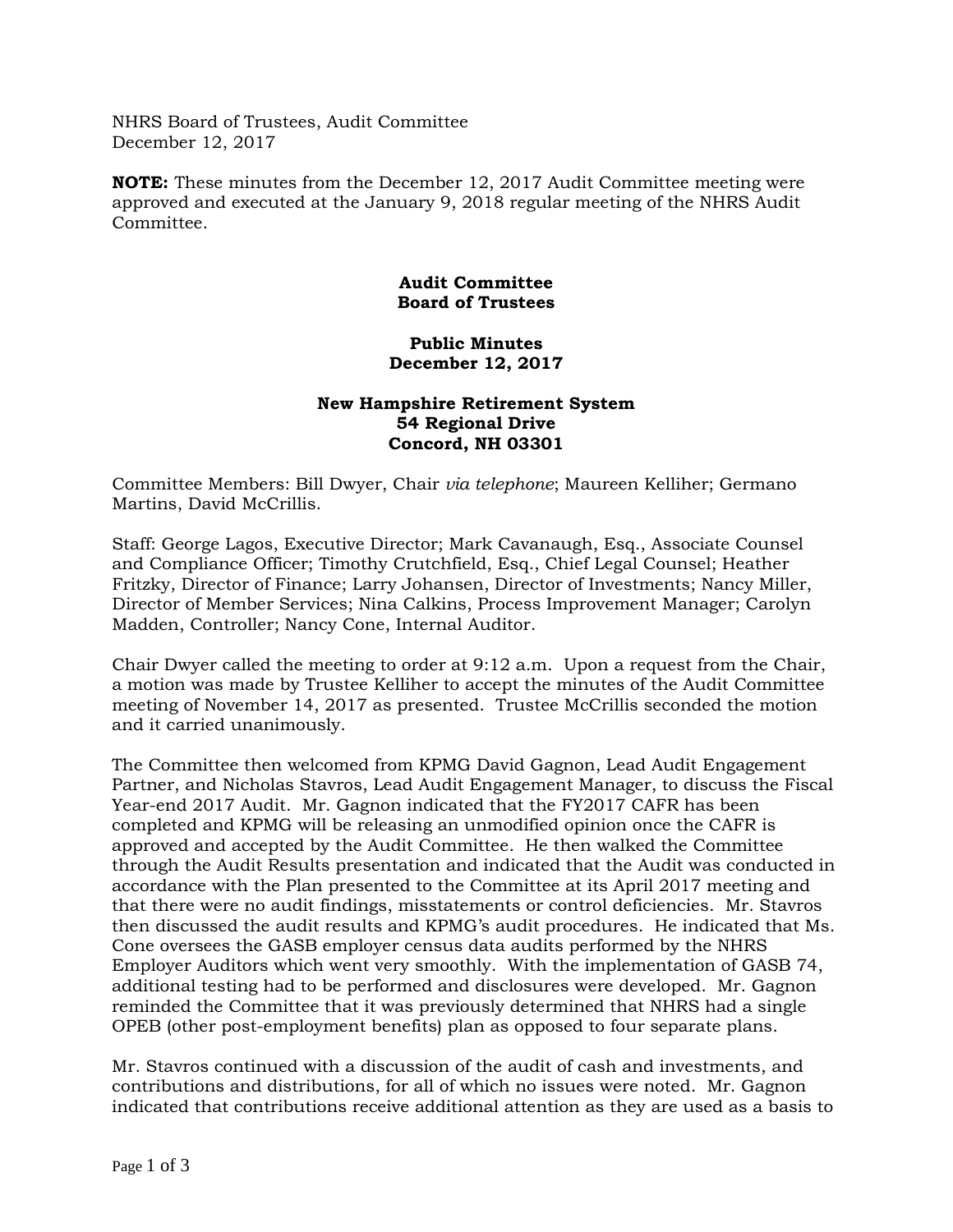NHRS Board of Trustees, Audit Committee
December 12, 2017

**NOTE:** These minutes from the December 12, 2017 Audit Committee meeting were approved and executed at the January 9, 2018 regular meeting of the NHRS Audit Committee.

**Audit Committee**
**Board of Trustees**

**Public Minutes**
**December 12, 2017**

**New Hampshire Retirement System**
**54 Regional Drive**
**Concord, NH 03301**

Committee Members: Bill Dwyer, Chair *via telephone*; Maureen Kelliher; Germano Martins, David McCrillis.

Staff: George Lagos, Executive Director; Mark Cavanaugh, Esq., Associate Counsel and Compliance Officer; Timothy Crutchfield, Esq., Chief Legal Counsel; Heather Fritzky, Director of Finance; Larry Johansen, Director of Investments; Nancy Miller, Director of Member Services; Nina Calkins, Process Improvement Manager; Carolyn Madden, Controller; Nancy Cone, Internal Auditor.

Chair Dwyer called the meeting to order at 9:12 a.m. Upon a request from the Chair, a motion was made by Trustee Kelliher to accept the minutes of the Audit Committee meeting of November 14, 2017 as presented. Trustee McCrillis seconded the motion and it carried unanimously.

The Committee then welcomed from KPMG David Gagnon, Lead Audit Engagement Partner, and Nicholas Stavros, Lead Audit Engagement Manager, to discuss the Fiscal Year-end 2017 Audit. Mr. Gagnon indicated that the FY2017 CAFR has been completed and KPMG will be releasing an unmodified opinion once the CAFR is approved and accepted by the Audit Committee. He then walked the Committee through the Audit Results presentation and indicated that the Audit was conducted in accordance with the Plan presented to the Committee at its April 2017 meeting and that there were no audit findings, misstatements or control deficiencies. Mr. Stavros then discussed the audit results and KPMG's audit procedures. He indicated that Ms. Cone oversees the GASB employer census data audits performed by the NHRS Employer Auditors which went very smoothly. With the implementation of GASB 74, additional testing had to be performed and disclosures were developed. Mr. Gagnon reminded the Committee that it was previously determined that NHRS had a single OPEB (other post-employment benefits) plan as opposed to four separate plans.

Mr. Stavros continued with a discussion of the audit of cash and investments, and contributions and distributions, for all of which no issues were noted. Mr. Gagnon indicated that contributions receive additional attention as they are used as a basis to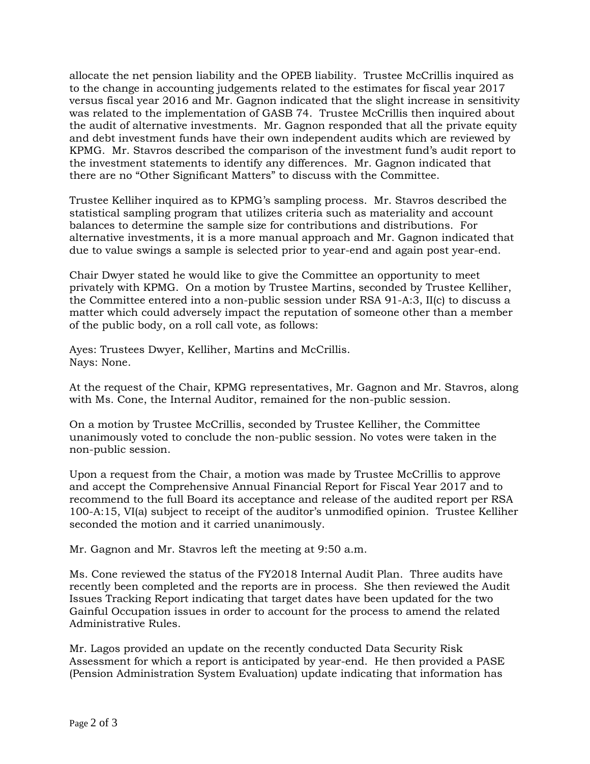allocate the net pension liability and the OPEB liability. Trustee McCrillis inquired as to the change in accounting judgements related to the estimates for fiscal year 2017 versus fiscal year 2016 and Mr. Gagnon indicated that the slight increase in sensitivity was related to the implementation of GASB 74. Trustee McCrillis then inquired about the audit of alternative investments. Mr. Gagnon responded that all the private equity and debt investment funds have their own independent audits which are reviewed by KPMG. Mr. Stavros described the comparison of the investment fund's audit report to the investment statements to identify any differences. Mr. Gagnon indicated that there are no "Other Significant Matters" to discuss with the Committee.

Trustee Kelliher inquired as to KPMG's sampling process. Mr. Stavros described the statistical sampling program that utilizes criteria such as materiality and account balances to determine the sample size for contributions and distributions. For alternative investments, it is a more manual approach and Mr. Gagnon indicated that due to value swings a sample is selected prior to year-end and again post year-end.

Chair Dwyer stated he would like to give the Committee an opportunity to meet privately with KPMG. On a motion by Trustee Martins, seconded by Trustee Kelliher, the Committee entered into a non-public session under RSA 91-A:3, II(c) to discuss a matter which could adversely impact the reputation of someone other than a member of the public body, on a roll call vote, as follows:

Ayes: Trustees Dwyer, Kelliher, Martins and McCrillis.
Nays: None.

At the request of the Chair, KPMG representatives, Mr. Gagnon and Mr. Stavros, along with Ms. Cone, the Internal Auditor, remained for the non-public session.

On a motion by Trustee McCrillis, seconded by Trustee Kelliher, the Committee unanimously voted to conclude the non-public session. No votes were taken in the non-public session.

Upon a request from the Chair, a motion was made by Trustee McCrillis to approve and accept the Comprehensive Annual Financial Report for Fiscal Year 2017 and to recommend to the full Board its acceptance and release of the audited report per RSA 100-A:15, VI(a) subject to receipt of the auditor's unmodified opinion. Trustee Kelliher seconded the motion and it carried unanimously.

Mr. Gagnon and Mr. Stavros left the meeting at 9:50 a.m.

Ms. Cone reviewed the status of the FY2018 Internal Audit Plan. Three audits have recently been completed and the reports are in process. She then reviewed the Audit Issues Tracking Report indicating that target dates have been updated for the two Gainful Occupation issues in order to account for the process to amend the related Administrative Rules.

Mr. Lagos provided an update on the recently conducted Data Security Risk Assessment for which a report is anticipated by year-end. He then provided a PASE (Pension Administration System Evaluation) update indicating that information has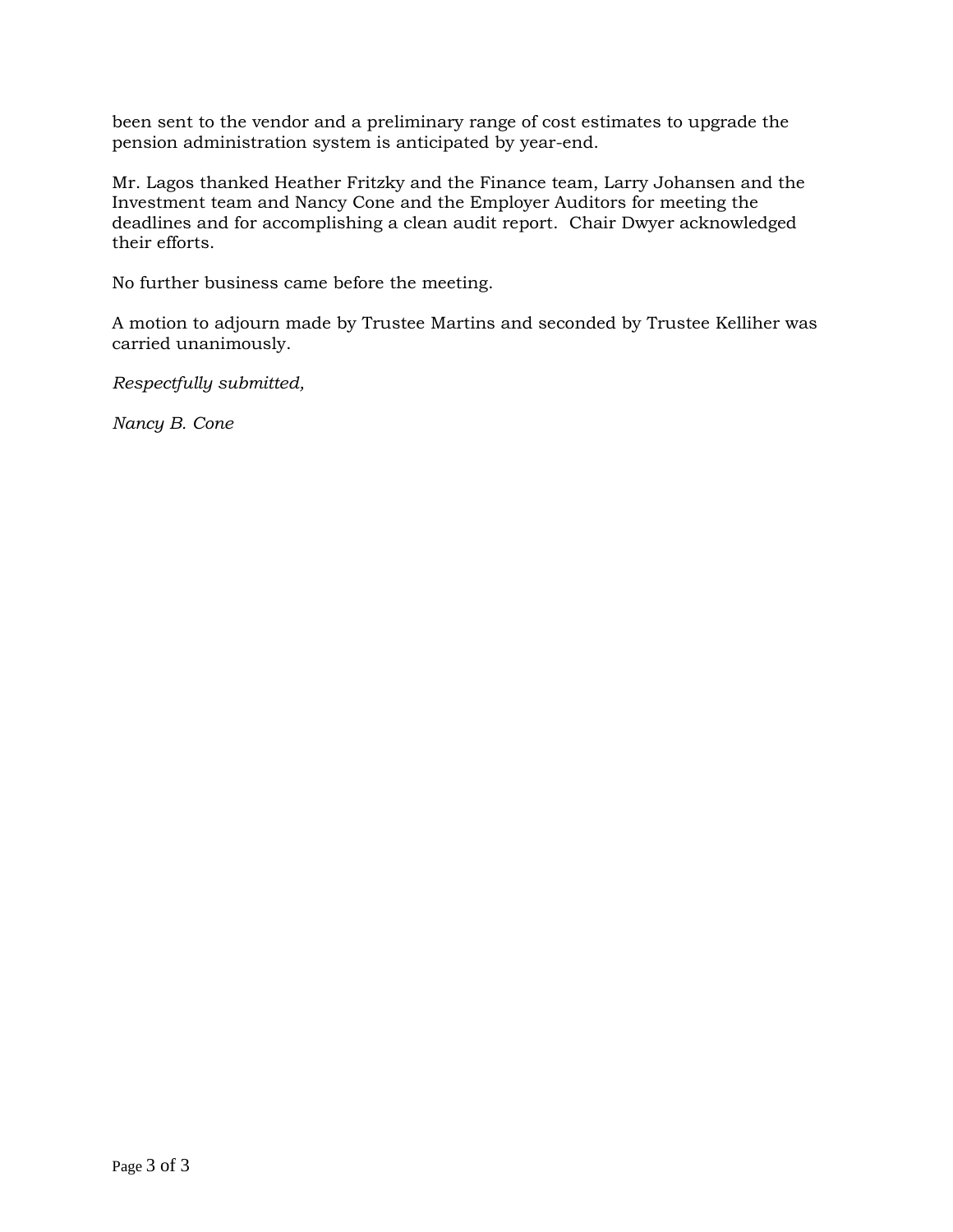been sent to the vendor and a preliminary range of cost estimates to upgrade the pension administration system is anticipated by year-end.

Mr. Lagos thanked Heather Fritzky and the Finance team, Larry Johansen and the Investment team and Nancy Cone and the Employer Auditors for meeting the deadlines and for accomplishing a clean audit report. Chair Dwyer acknowledged their efforts.

No further business came before the meeting.

A motion to adjourn made by Trustee Martins and seconded by Trustee Kelliher was carried unanimously.

*Respectfully submitted,*

*Nancy B. Cone*